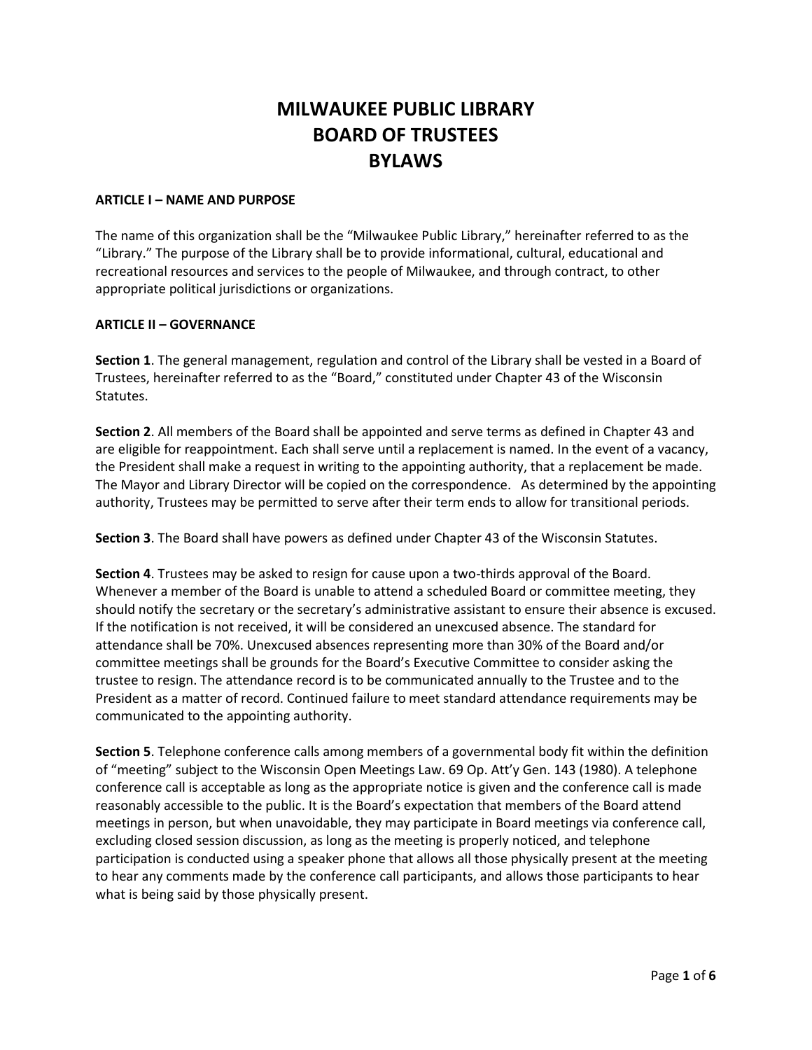# MILWAUKEE PUBLIC LIBRARY
# BOARD OF TRUSTEES
# BYLAWS

**ARTICLE I – NAME AND PURPOSE**

The name of this organization shall be the "Milwaukee Public Library," hereinafter referred to as the "Library." The purpose of the Library shall be to provide informational, cultural, educational and recreational resources and services to the people of Milwaukee, and through contract, to other appropriate political jurisdictions or organizations.

**ARTICLE II – GOVERNANCE**

**Section 1**. The general management, regulation and control of the Library shall be vested in a Board of Trustees, hereinafter referred to as the "Board," constituted under Chapter 43 of the Wisconsin Statutes.

**Section 2**. All members of the Board shall be appointed and serve terms as defined in Chapter 43 and are eligible for reappointment. Each shall serve until a replacement is named. In the event of a vacancy, the President shall make a request in writing to the appointing authority, that a replacement be made. The Mayor and Library Director will be copied on the correspondence. As determined by the appointing authority, Trustees may be permitted to serve after their term ends to allow for transitional periods.

**Section 3**. The Board shall have powers as defined under Chapter 43 of the Wisconsin Statutes.

**Section 4**. Trustees may be asked to resign for cause upon a two-thirds approval of the Board. Whenever a member of the Board is unable to attend a scheduled Board or committee meeting, they should notify the secretary or the secretary's administrative assistant to ensure their absence is excused. If the notification is not received, it will be considered an unexcused absence. The standard for attendance shall be 70%. Unexcused absences representing more than 30% of the Board and/or committee meetings shall be grounds for the Board's Executive Committee to consider asking the trustee to resign. The attendance record is to be communicated annually to the Trustee and to the President as a matter of record. Continued failure to meet standard attendance requirements may be communicated to the appointing authority.

**Section 5**. Telephone conference calls among members of a governmental body fit within the definition of "meeting" subject to the Wisconsin Open Meetings Law. 69 Op. Att'y Gen. 143 (1980). A telephone conference call is acceptable as long as the appropriate notice is given and the conference call is made reasonably accessible to the public. It is the Board's expectation that members of the Board attend meetings in person, but when unavoidable, they may participate in Board meetings via conference call, excluding closed session discussion, as long as the meeting is properly noticed, and telephone participation is conducted using a speaker phone that allows all those physically present at the meeting to hear any comments made by the conference call participants, and allows those participants to hear what is being said by those physically present.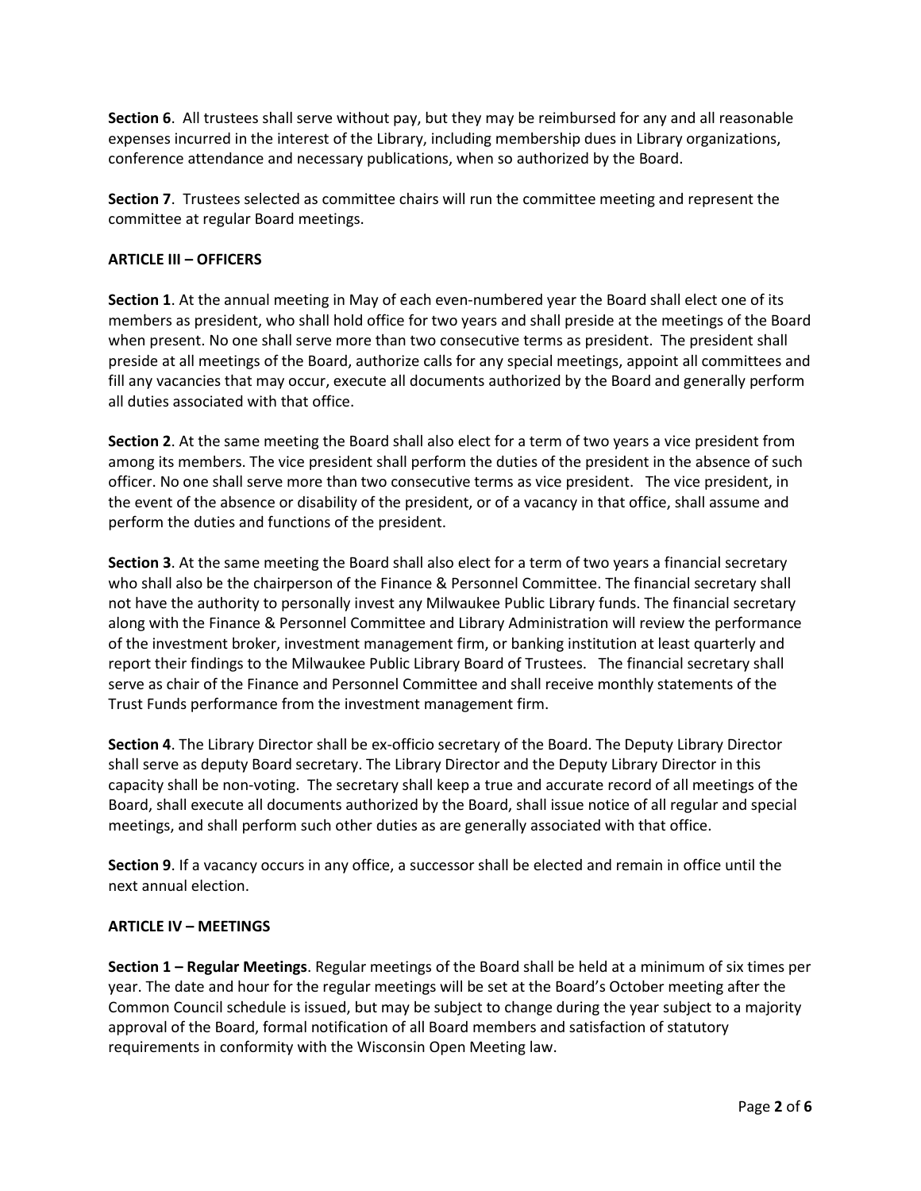**Section 6**. All trustees shall serve without pay, but they may be reimbursed for any and all reasonable expenses incurred in the interest of the Library, including membership dues in Library organizations, conference attendance and necessary publications, when so authorized by the Board.

**Section 7**. Trustees selected as committee chairs will run the committee meeting and represent the committee at regular Board meetings.

**ARTICLE III – OFFICERS**

**Section 1**. At the annual meeting in May of each even-numbered year the Board shall elect one of its members as president, who shall hold office for two years and shall preside at the meetings of the Board when present. No one shall serve more than two consecutive terms as president. The president shall preside at all meetings of the Board, authorize calls for any special meetings, appoint all committees and fill any vacancies that may occur, execute all documents authorized by the Board and generally perform all duties associated with that office.

**Section 2**. At the same meeting the Board shall also elect for a term of two years a vice president from among its members. The vice president shall perform the duties of the president in the absence of such officer. No one shall serve more than two consecutive terms as vice president. The vice president, in the event of the absence or disability of the president, or of a vacancy in that office, shall assume and perform the duties and functions of the president.

**Section 3**. At the same meeting the Board shall also elect for a term of two years a financial secretary who shall also be the chairperson of the Finance & Personnel Committee. The financial secretary shall not have the authority to personally invest any Milwaukee Public Library funds. The financial secretary along with the Finance & Personnel Committee and Library Administration will review the performance of the investment broker, investment management firm, or banking institution at least quarterly and report their findings to the Milwaukee Public Library Board of Trustees. The financial secretary shall serve as chair of the Finance and Personnel Committee and shall receive monthly statements of the Trust Funds performance from the investment management firm.

**Section 4**. The Library Director shall be ex-officio secretary of the Board. The Deputy Library Director shall serve as deputy Board secretary. The Library Director and the Deputy Library Director in this capacity shall be non-voting. The secretary shall keep a true and accurate record of all meetings of the Board, shall execute all documents authorized by the Board, shall issue notice of all regular and special meetings, and shall perform such other duties as are generally associated with that office.

**Section 9**. If a vacancy occurs in any office, a successor shall be elected and remain in office until the next annual election.

**ARTICLE IV – MEETINGS**

**Section 1 – Regular Meetings**. Regular meetings of the Board shall be held at a minimum of six times per year. The date and hour for the regular meetings will be set at the Board's October meeting after the Common Council schedule is issued, but may be subject to change during the year subject to a majority approval of the Board, formal notification of all Board members and satisfaction of statutory requirements in conformity with the Wisconsin Open Meeting law.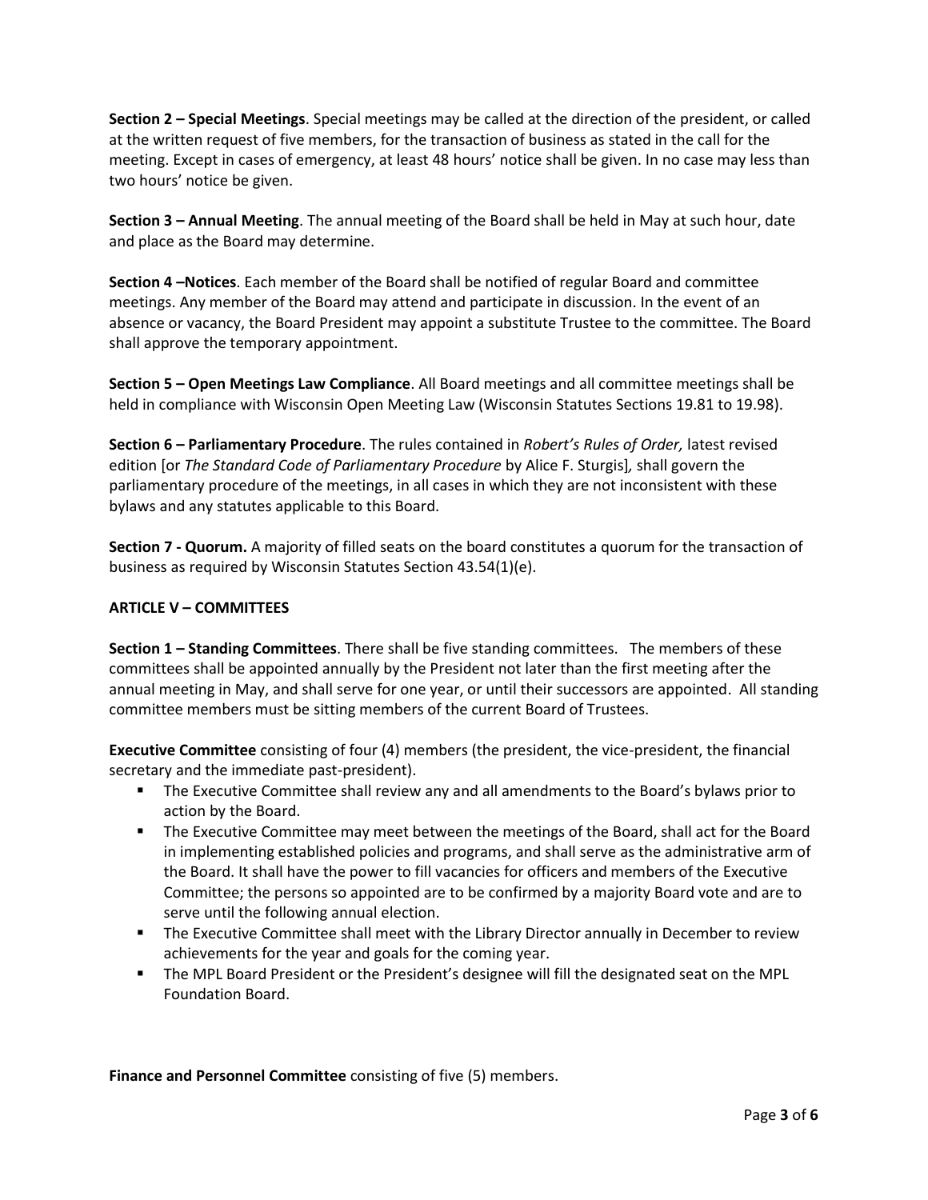**Section 2 – Special Meetings**. Special meetings may be called at the direction of the president, or called at the written request of five members, for the transaction of business as stated in the call for the meeting. Except in cases of emergency, at least 48 hours' notice shall be given. In no case may less than two hours' notice be given.

**Section 3 – Annual Meeting**. The annual meeting of the Board shall be held in May at such hour, date and place as the Board may determine.

**Section 4 –Notices**. Each member of the Board shall be notified of regular Board and committee meetings. Any member of the Board may attend and participate in discussion. In the event of an absence or vacancy, the Board President may appoint a substitute Trustee to the committee. The Board shall approve the temporary appointment.

**Section 5 – Open Meetings Law Compliance**. All Board meetings and all committee meetings shall be held in compliance with Wisconsin Open Meeting Law (Wisconsin Statutes Sections 19.81 to 19.98).

**Section 6 – Parliamentary Procedure**. The rules contained in *Robert's Rules of Order,* latest revised edition [or *The Standard Code of Parliamentary Procedure* by Alice F. Sturgis]*,* shall govern the parliamentary procedure of the meetings, in all cases in which they are not inconsistent with these bylaws and any statutes applicable to this Board.

**Section 7 - Quorum.** A majority of filled seats on the board constitutes a quorum for the transaction of business as required by Wisconsin Statutes Section 43.54(1)(e).

## ARTICLE V – COMMITTEES

**Section 1 – Standing Committees**. There shall be five standing committees. The members of these committees shall be appointed annually by the President not later than the first meeting after the annual meeting in May, and shall serve for one year, or until their successors are appointed. All standing committee members must be sitting members of the current Board of Trustees.

**Executive Committee** consisting of four (4) members (the president, the vice-president, the financial secretary and the immediate past-president).

- The Executive Committee shall review any and all amendments to the Board's bylaws prior to action by the Board.
- The Executive Committee may meet between the meetings of the Board, shall act for the Board in implementing established policies and programs, and shall serve as the administrative arm of the Board. It shall have the power to fill vacancies for officers and members of the Executive Committee; the persons so appointed are to be confirmed by a majority Board vote and are to serve until the following annual election.
- The Executive Committee shall meet with the Library Director annually in December to review achievements for the year and goals for the coming year.
- The MPL Board President or the President's designee will fill the designated seat on the MPL Foundation Board.

**Finance and Personnel Committee** consisting of five (5) members.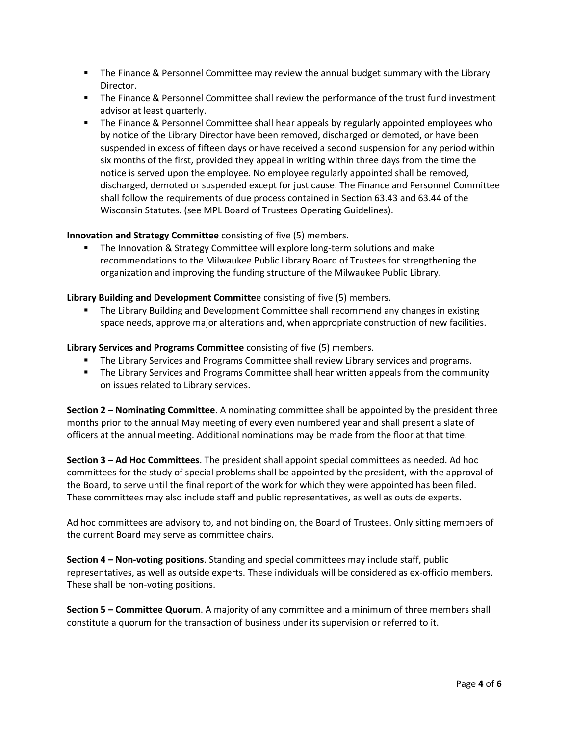- The Finance & Personnel Committee may review the annual budget summary with the Library Director.
- The Finance & Personnel Committee shall review the performance of the trust fund investment advisor at least quarterly.
- The Finance & Personnel Committee shall hear appeals by regularly appointed employees who by notice of the Library Director have been removed, discharged or demoted, or have been suspended in excess of fifteen days or have received a second suspension for any period within six months of the first, provided they appeal in writing within three days from the time the notice is served upon the employee. No employee regularly appointed shall be removed, discharged, demoted or suspended except for just cause. The Finance and Personnel Committee shall follow the requirements of due process contained in Section 63.43 and 63.44 of the Wisconsin Statutes. (see MPL Board of Trustees Operating Guidelines).

**Innovation and Strategy Committee** consisting of five (5) members.

- The Innovation & Strategy Committee will explore long-term solutions and make recommendations to the Milwaukee Public Library Board of Trustees for strengthening the organization and improving the funding structure of the Milwaukee Public Library.

**Library Building and Development Committe**e consisting of five (5) members.

- The Library Building and Development Committee shall recommend any changes in existing space needs, approve major alterations and, when appropriate construction of new facilities.

**Library Services and Programs Committee** consisting of five (5) members.

- The Library Services and Programs Committee shall review Library services and programs.
- The Library Services and Programs Committee shall hear written appeals from the community on issues related to Library services.

**Section 2 – Nominating Committee**. A nominating committee shall be appointed by the president three months prior to the annual May meeting of every even numbered year and shall present a slate of officers at the annual meeting. Additional nominations may be made from the floor at that time.

**Section 3 – Ad Hoc Committees**. The president shall appoint special committees as needed. Ad hoc committees for the study of special problems shall be appointed by the president, with the approval of the Board, to serve until the final report of the work for which they were appointed has been filed. These committees may also include staff and public representatives, as well as outside experts.

Ad hoc committees are advisory to, and not binding on, the Board of Trustees. Only sitting members of the current Board may serve as committee chairs.

**Section 4 – Non-voting positions**. Standing and special committees may include staff, public representatives, as well as outside experts. These individuals will be considered as ex-officio members. These shall be non-voting positions.

**Section 5 – Committee Quorum**. A majority of any committee and a minimum of three members shall constitute a quorum for the transaction of business under its supervision or referred to it.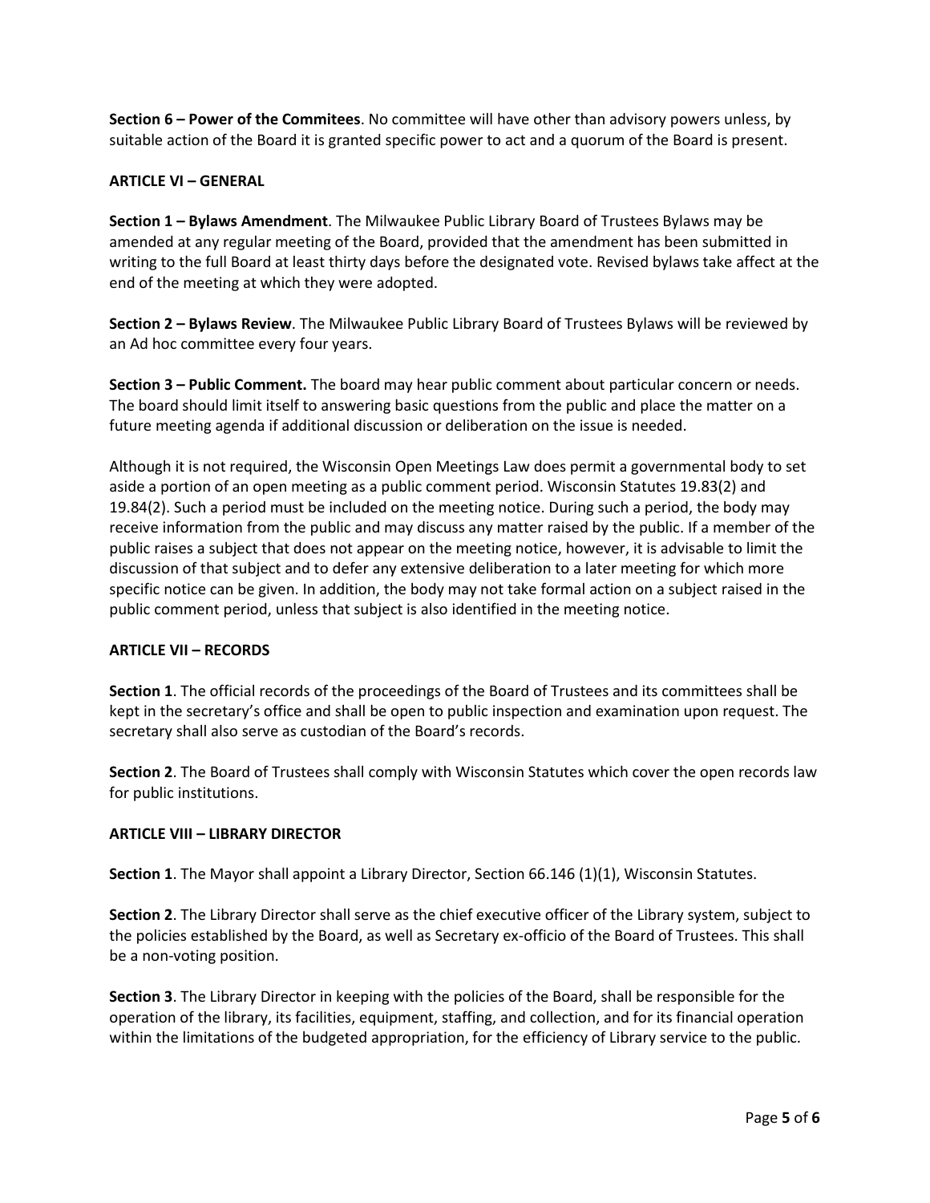**Section 6 – Power of the Commitees**. No committee will have other than advisory powers unless, by suitable action of the Board it is granted specific power to act and a quorum of the Board is present.

**ARTICLE VI – GENERAL**

**Section 1 – Bylaws Amendment**. The Milwaukee Public Library Board of Trustees Bylaws may be amended at any regular meeting of the Board, provided that the amendment has been submitted in writing to the full Board at least thirty days before the designated vote. Revised bylaws take affect at the end of the meeting at which they were adopted.

**Section 2 – Bylaws Review**. The Milwaukee Public Library Board of Trustees Bylaws will be reviewed by an Ad hoc committee every four years.

**Section 3 – Public Comment.** The board may hear public comment about particular concern or needs. The board should limit itself to answering basic questions from the public and place the matter on a future meeting agenda if additional discussion or deliberation on the issue is needed.

Although it is not required, the Wisconsin Open Meetings Law does permit a governmental body to set aside a portion of an open meeting as a public comment period. Wisconsin Statutes 19.83(2) and 19.84(2). Such a period must be included on the meeting notice. During such a period, the body may receive information from the public and may discuss any matter raised by the public. If a member of the public raises a subject that does not appear on the meeting notice, however, it is advisable to limit the discussion of that subject and to defer any extensive deliberation to a later meeting for which more specific notice can be given. In addition, the body may not take formal action on a subject raised in the public comment period, unless that subject is also identified in the meeting notice.

**ARTICLE VII – RECORDS**

**Section 1**. The official records of the proceedings of the Board of Trustees and its committees shall be kept in the secretary's office and shall be open to public inspection and examination upon request. The secretary shall also serve as custodian of the Board's records.

**Section 2**. The Board of Trustees shall comply with Wisconsin Statutes which cover the open records law for public institutions.

**ARTICLE VIII – LIBRARY DIRECTOR**

**Section 1**. The Mayor shall appoint a Library Director, Section 66.146 (1)(1), Wisconsin Statutes.

**Section 2**. The Library Director shall serve as the chief executive officer of the Library system, subject to the policies established by the Board, as well as Secretary ex-officio of the Board of Trustees. This shall be a non-voting position.

**Section 3**. The Library Director in keeping with the policies of the Board, shall be responsible for the operation of the library, its facilities, equipment, staffing, and collection, and for its financial operation within the limitations of the budgeted appropriation, for the efficiency of Library service to the public.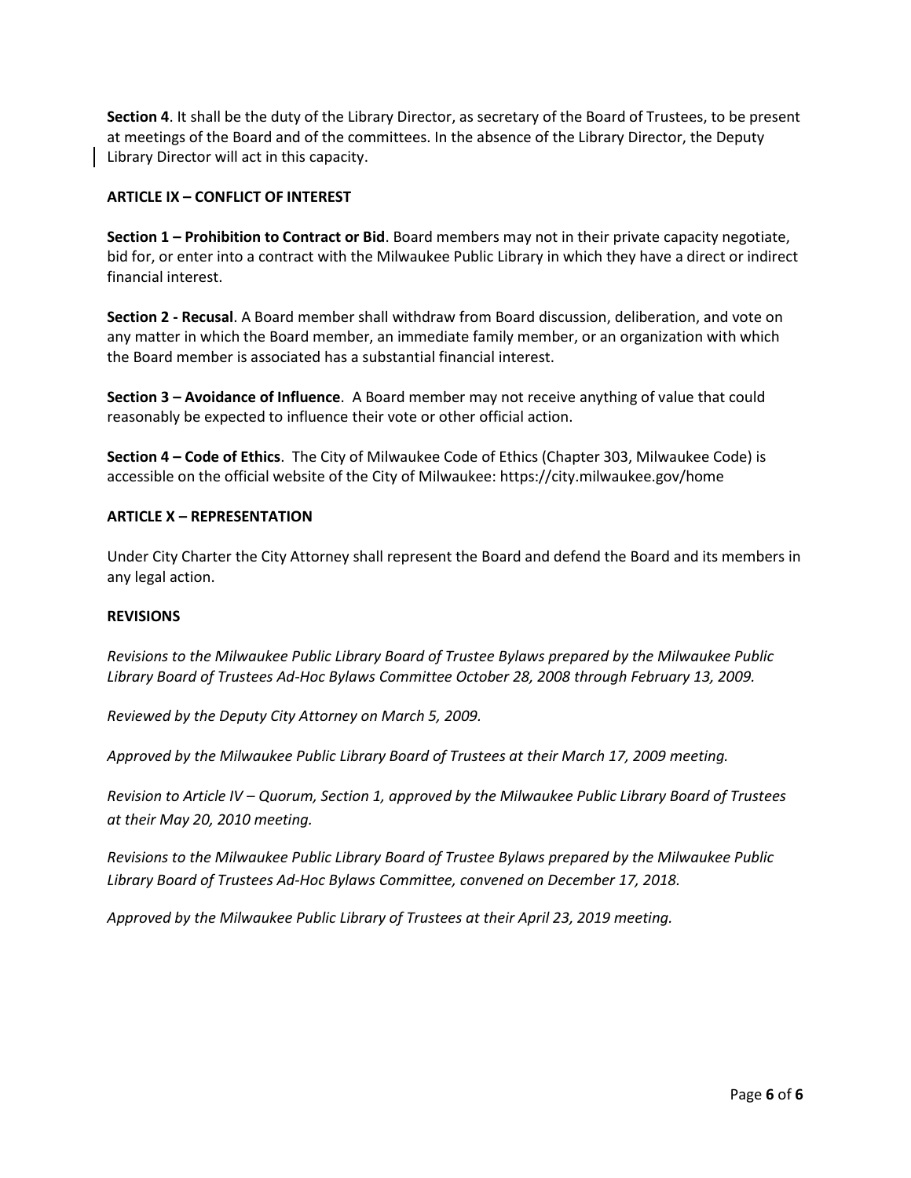**Section 4**. It shall be the duty of the Library Director, as secretary of the Board of Trustees, to be present at meetings of the Board and of the committees. In the absence of the Library Director, the Deputy Library Director will act in this capacity.

**ARTICLE IX – CONFLICT OF INTEREST**

**Section 1 – Prohibition to Contract or Bid**. Board members may not in their private capacity negotiate, bid for, or enter into a contract with the Milwaukee Public Library in which they have a direct or indirect financial interest.

**Section 2 - Recusal**. A Board member shall withdraw from Board discussion, deliberation, and vote on any matter in which the Board member, an immediate family member, or an organization with which the Board member is associated has a substantial financial interest.

**Section 3 – Avoidance of Influence**. A Board member may not receive anything of value that could reasonably be expected to influence their vote or other official action.

**Section 4 – Code of Ethics**. The City of Milwaukee Code of Ethics (Chapter 303, Milwaukee Code) is accessible on the official website of the City of Milwaukee: https://city.milwaukee.gov/home

**ARTICLE X – REPRESENTATION**

Under City Charter the City Attorney shall represent the Board and defend the Board and its members in any legal action.

**REVISIONS**

*Revisions to the Milwaukee Public Library Board of Trustee Bylaws prepared by the Milwaukee Public Library Board of Trustees Ad-Hoc Bylaws Committee October 28, 2008 through February 13, 2009.*

*Reviewed by the Deputy City Attorney on March 5, 2009.*

*Approved by the Milwaukee Public Library Board of Trustees at their March 17, 2009 meeting.*

*Revision to Article IV – Quorum, Section 1, approved by the Milwaukee Public Library Board of Trustees at their May 20, 2010 meeting.*

*Revisions to the Milwaukee Public Library Board of Trustee Bylaws prepared by the Milwaukee Public Library Board of Trustees Ad-Hoc Bylaws Committee, convened on December 17, 2018.*

*Approved by the Milwaukee Public Library of Trustees at their April 23, 2019 meeting.*